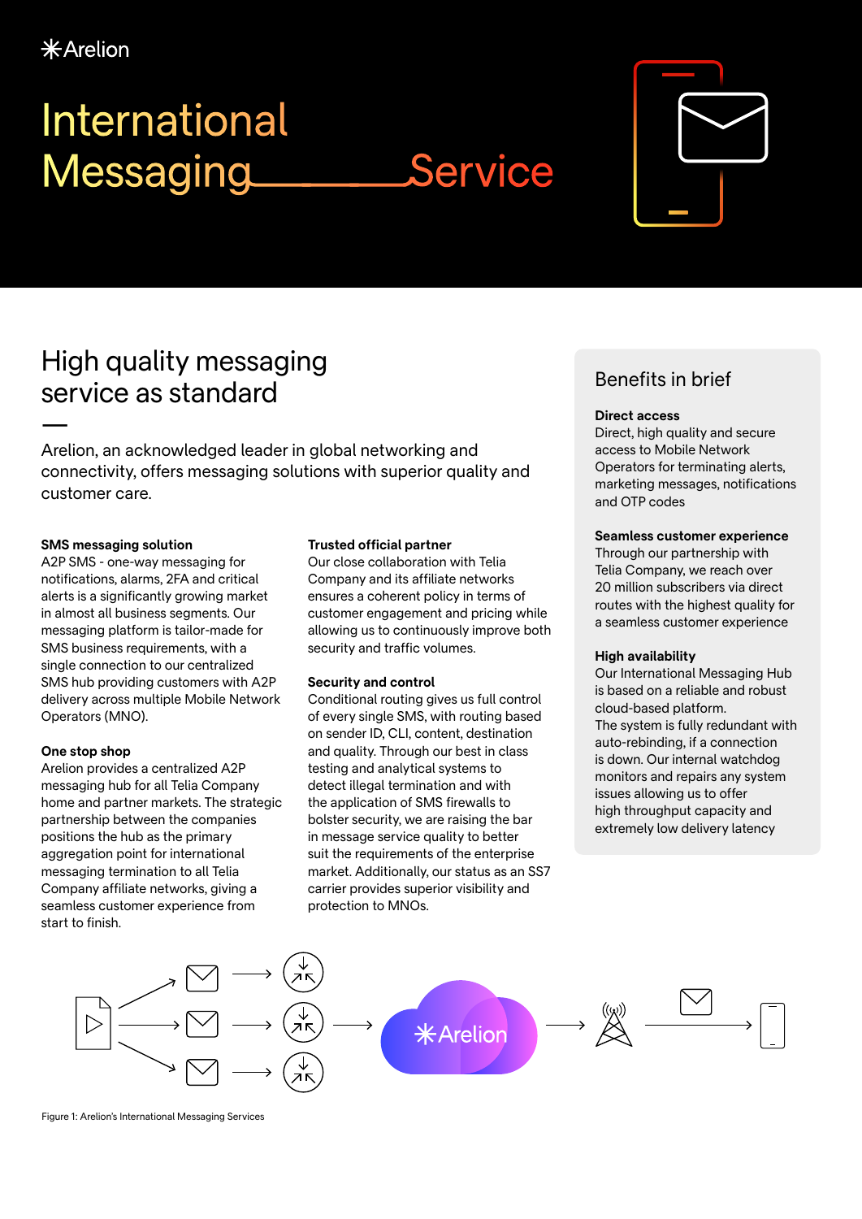Arelion

# International Messaging Service

## High quality messaging service as standard

Arelion, an acknowledged leader in global networking and connectivity, offers messaging solutions with superior quality and customer care.

**SMS messaging solution**
A2P SMS - one-way messaging for notifications, alarms, 2FA and critical alerts is a significantly growing market in almost all business segments. Our messaging platform is tailor-made for SMS business requirements, with a single connection to our centralized SMS hub providing customers with A2P delivery across multiple Mobile Network Operators (MNO).

**One stop shop**
Arelion provides a centralized A2P messaging hub for all Telia Company home and partner markets. The strategic partnership between the companies positions the hub as the primary aggregation point for international messaging termination to all Telia Company affiliate networks, giving a seamless customer experience from start to finish.

**Trusted official partner**
Our close collaboration with Telia Company and its affiliate networks ensures a coherent policy in terms of customer engagement and pricing while allowing us to continuously improve both security and traffic volumes.

**Security and control**
Conditional routing gives us full control of every single SMS, with routing based on sender ID, CLI, content, destination and quality. Through our best in class testing and analytical systems to detect illegal termination and with the application of SMS firewalls to bolster security, we are raising the bar in message service quality to better suit the requirements of the enterprise market. Additionally, our status as an SS7 carrier provides superior visibility and protection to MNOs.

### Benefits in brief

**Direct access**
Direct, high quality and secure access to Mobile Network Operators for terminating alerts, marketing messages, notifications and OTP codes

**Seamless customer experience**
Through our partnership with Telia Company, we reach over 20 million subscribers via direct routes with the highest quality for a seamless customer experience

**High availability**
Our International Messaging Hub is based on a reliable and robust cloud-based platform.
The system is fully redundant with auto-rebinding, if a connection is down. Our internal watchdog monitors and repairs any system issues allowing us to offer high throughput capacity and extremely low delivery latency

Arelion

Figure 1: Arelion's International Messaging Services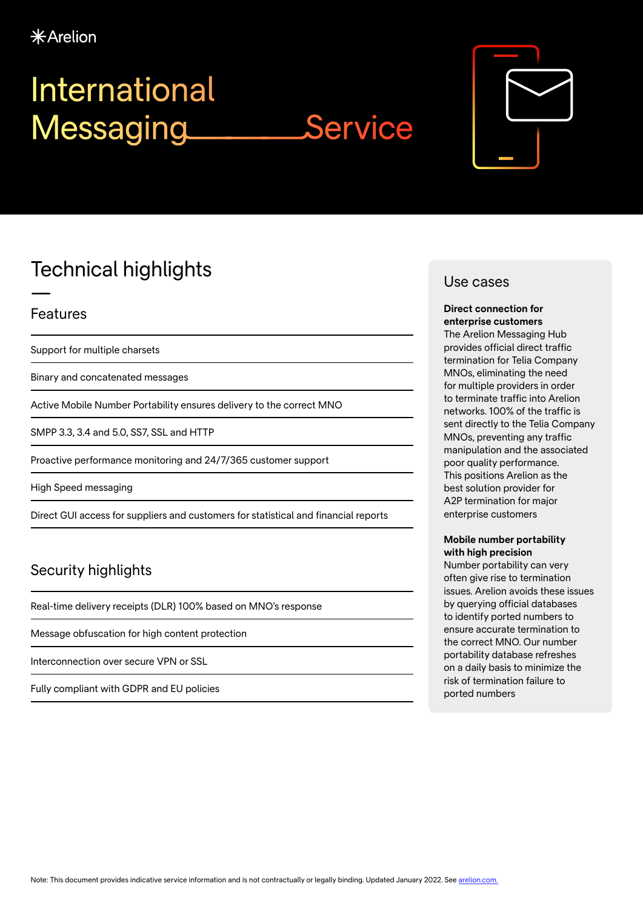Arelion

# International Messaging Service

## Technical highlights

### Features

- Support for multiple charsets
- Binary and concatenated messages
- Active Mobile Number Portability ensures delivery to the correct MNO
- SMPP 3.3, 3.4 and 5.0, SS7, SSL and HTTP
- Proactive performance monitoring and 24/7/365 customer support
- High Speed messaging
- Direct GUI access for suppliers and customers for statistical and financial reports

### Security highlights

- Real-time delivery receipts (DLR) 100% based on MNO's response
- Message obfuscation for high content protection
- Interconnection over secure VPN or SSL
- Fully compliant with GDPR and EU policies

## Use cases

**Direct connection for enterprise customers**
The Arelion Messaging Hub provides official direct traffic termination for Telia Company MNOs, eliminating the need for multiple providers in order to terminate traffic into Arelion networks. 100% of the traffic is sent directly to the Telia Company MNOs, preventing any traffic manipulation and the associated poor quality performance. This positions Arelion as the best solution provider for A2P termination for major enterprise customers

**Mobile number portability with high precision**
Number portability can very often give rise to termination issues. Arelion avoids these issues by querying official databases to identify ported numbers to ensure accurate termination to the correct MNO. Our number portability database refreshes on a daily basis to minimize the risk of termination failure to ported numbers

Note: This document provides indicative service information and is not contractually or legally binding. Updated January 2022. See arelion.com.